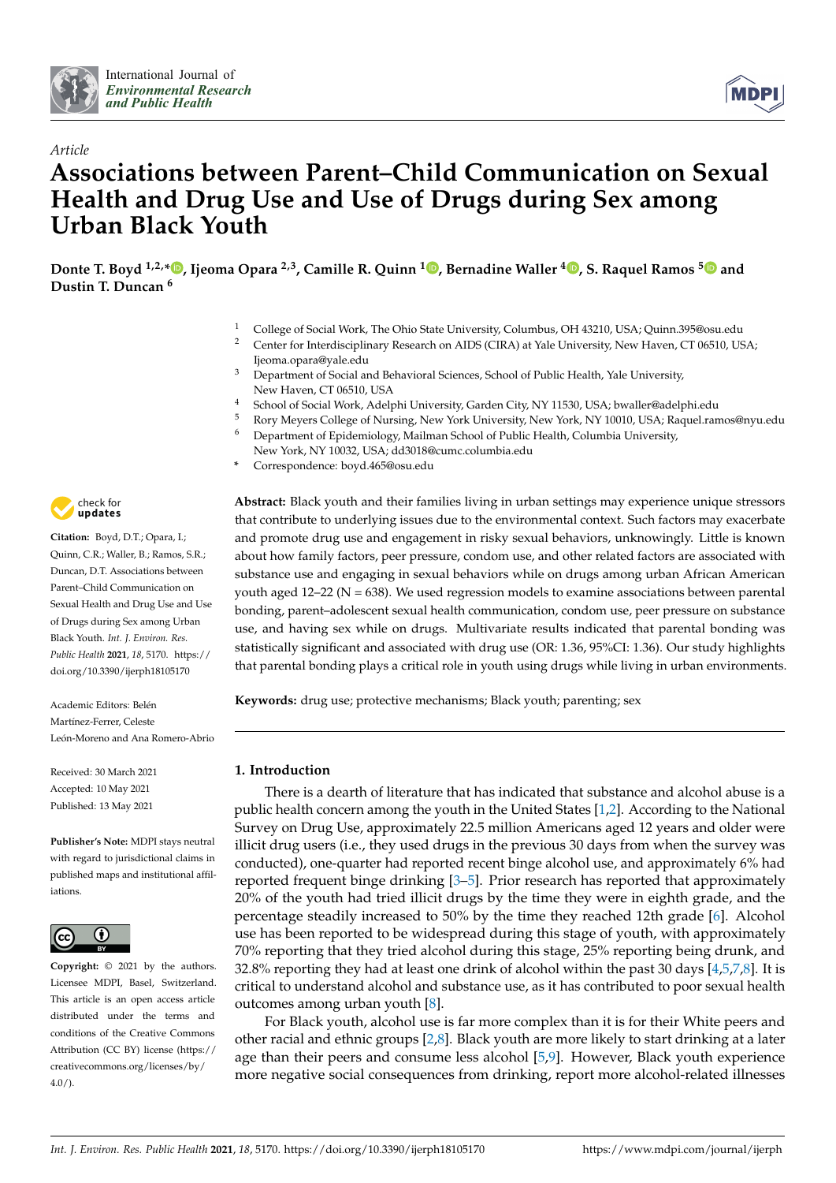*Article*

# Associations between Parent–Child Communication on Sexual Health and Drug Use and Use of Drugs during Sex among Urban Black Youth

**Donte T. Boyd [1,2,*], Ijeoma Opara [2,3], Camille R. Quinn [1], Bernadine Waller [4], S. Raquel Ramos [5] and Dustin T. Duncan [6]**

[1] College of Social Work, The Ohio State University, Columbus, OH 43210, USA; Quinn.395@osu.edu
[2] Center for Interdisciplinary Research on AIDS (CIRA) at Yale University, New Haven, CT 06510, USA; Ijeoma.opara@yale.edu
[3] Department of Social and Behavioral Sciences, School of Public Health, Yale University, New Haven, CT 06510, USA
[4] School of Social Work, Adelphi University, Garden City, NY 11530, USA; bwaller@adelphi.edu
[5] Rory Meyers College of Nursing, New York University, New York, NY 10010, USA; Raquel.ramos@nyu.edu
[6] Department of Epidemiology, Mailman School of Public Health, Columbia University, New York, NY 10032, USA; dd3018@cumc.columbia.edu
* Correspondence: boyd.465@osu.edu

**Citation:** Boyd, D.T.; Opara, I.; Quinn, C.R.; Waller, B.; Ramos, S.R.; Duncan, D.T. Associations between Parent–Child Communication on Sexual Health and Drug Use and Use of Drugs during Sex among Urban Black Youth. *Int. J. Environ. Res. Public Health* **2021**, *18*, 5170. https://doi.org/10.3390/ijerph18105170

Academic Editors: Belén Martínez-Ferrer, Celeste León-Moreno and Ana Romero-Abrio

Received: 30 March 2021
Accepted: 10 May 2021
Published: 13 May 2021

**Publisher's Note:** MDPI stays neutral with regard to jurisdictional claims in published maps and institutional affiliations.

**Copyright:** © 2021 by the authors. Licensee MDPI, Basel, Switzerland. This article is an open access article distributed under the terms and conditions of the Creative Commons Attribution (CC BY) license (https://creativecommons.org/licenses/by/4.0/).

**Abstract:** Black youth and their families living in urban settings may experience unique stressors that contribute to underlying issues due to the environmental context. Such factors may exacerbate and promote drug use and engagement in risky sexual behaviors, unknowingly. Little is known about how family factors, peer pressure, condom use, and other related factors are associated with substance use and engaging in sexual behaviors while on drugs among urban African American youth aged 12–22 (N = 638). We used regression models to examine associations between parental bonding, parent–adolescent sexual health communication, condom use, peer pressure on substance use, and having sex while on drugs. Multivariate results indicated that parental bonding was statistically significant and associated with drug use (OR: 1.36, 95%CI: 1.36). Our study highlights that parental bonding plays a critical role in youth using drugs while living in urban environments.

**Keywords:** drug use; protective mechanisms; Black youth; parenting; sex

## 1. Introduction

There is a dearth of literature that has indicated that substance and alcohol abuse is a public health concern among the youth in the United States [1,2]. According to the National Survey on Drug Use, approximately 22.5 million Americans aged 12 years and older were illicit drug users (i.e., they used drugs in the previous 30 days from when the survey was conducted), one-quarter had reported recent binge alcohol use, and approximately 6% had reported frequent binge drinking [3–5]. Prior research has reported that approximately 20% of the youth had tried illicit drugs by the time they were in eighth grade, and the percentage steadily increased to 50% by the time they reached 12th grade [6]. Alcohol use has been reported to be widespread during this stage of youth, with approximately 70% reporting that they tried alcohol during this stage, 25% reporting being drunk, and 32.8% reporting they had at least one drink of alcohol within the past 30 days [4,5,7,8]. It is critical to understand alcohol and substance use, as it has contributed to poor sexual health outcomes among urban youth [8].

For Black youth, alcohol use is far more complex than it is for their White peers and other racial and ethnic groups [2,8]. Black youth are more likely to start drinking at a later age than their peers and consume less alcohol [5,9]. However, Black youth experience more negative social consequences from drinking, report more alcohol-related illnesses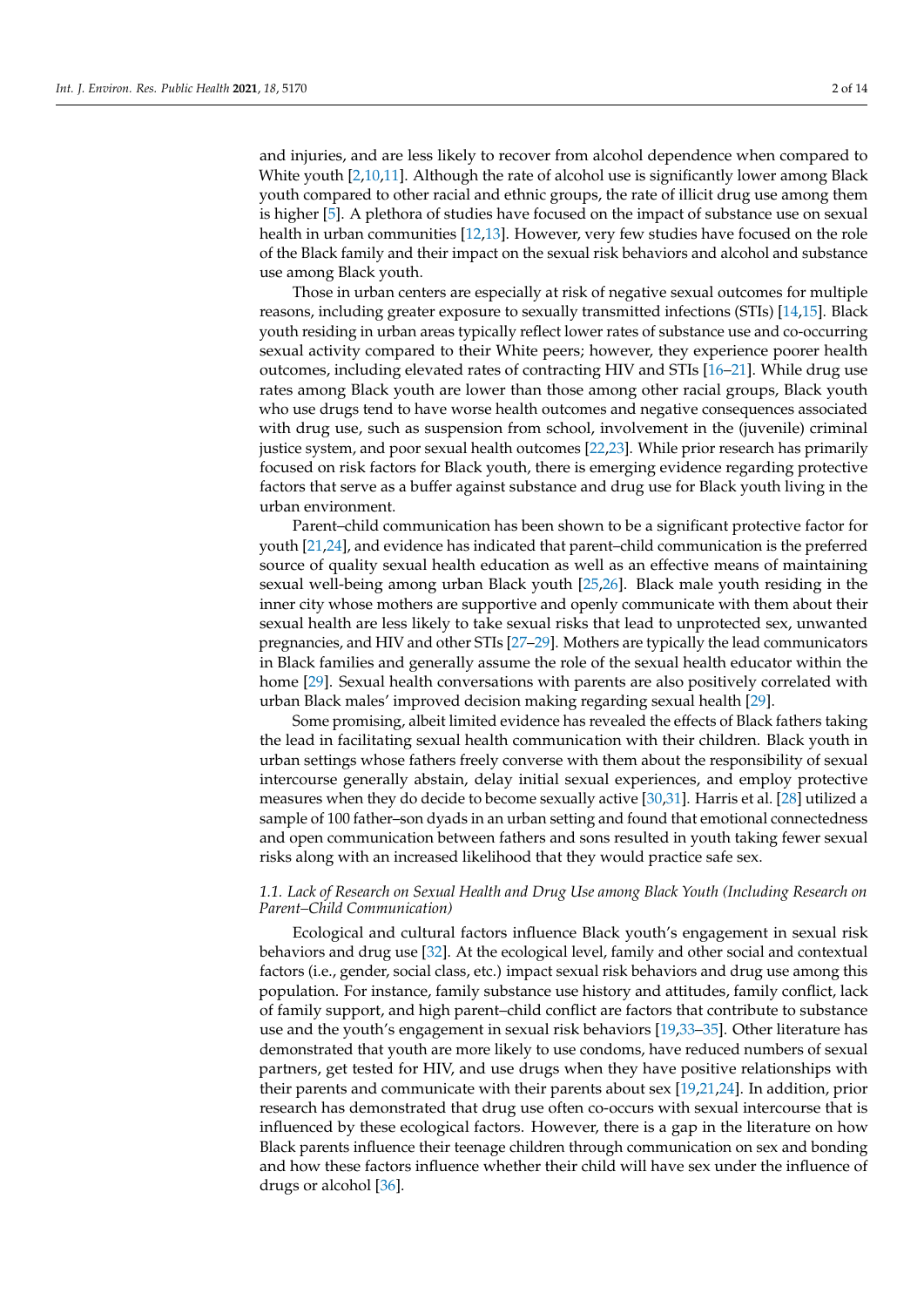and injuries, and are less likely to recover from alcohol dependence when compared to White youth [2,10,11]. Although the rate of alcohol use is significantly lower among Black youth compared to other racial and ethnic groups, the rate of illicit drug use among them is higher [5]. A plethora of studies have focused on the impact of substance use on sexual health in urban communities [12,13]. However, very few studies have focused on the role of the Black family and their impact on the sexual risk behaviors and alcohol and substance use among Black youth.

Those in urban centers are especially at risk of negative sexual outcomes for multiple reasons, including greater exposure to sexually transmitted infections (STIs) [14,15]. Black youth residing in urban areas typically reflect lower rates of substance use and co-occurring sexual activity compared to their White peers; however, they experience poorer health outcomes, including elevated rates of contracting HIV and STIs [16–21]. While drug use rates among Black youth are lower than those among other racial groups, Black youth who use drugs tend to have worse health outcomes and negative consequences associated with drug use, such as suspension from school, involvement in the (juvenile) criminal justice system, and poor sexual health outcomes [22,23]. While prior research has primarily focused on risk factors for Black youth, there is emerging evidence regarding protective factors that serve as a buffer against substance and drug use for Black youth living in the urban environment.

Parent–child communication has been shown to be a significant protective factor for youth [21,24], and evidence has indicated that parent–child communication is the preferred source of quality sexual health education as well as an effective means of maintaining sexual well-being among urban Black youth [25,26]. Black male youth residing in the inner city whose mothers are supportive and openly communicate with them about their sexual health are less likely to take sexual risks that lead to unprotected sex, unwanted pregnancies, and HIV and other STIs [27–29]. Mothers are typically the lead communicators in Black families and generally assume the role of the sexual health educator within the home [29]. Sexual health conversations with parents are also positively correlated with urban Black males' improved decision making regarding sexual health [29].

Some promising, albeit limited evidence has revealed the effects of Black fathers taking the lead in facilitating sexual health communication with their children. Black youth in urban settings whose fathers freely converse with them about the responsibility of sexual intercourse generally abstain, delay initial sexual experiences, and employ protective measures when they do decide to become sexually active [30,31]. Harris et al. [28] utilized a sample of 100 father–son dyads in an urban setting and found that emotional connectedness and open communication between fathers and sons resulted in youth taking fewer sexual risks along with an increased likelihood that they would practice safe sex.

### *1.1. Lack of Research on Sexual Health and Drug Use among Black Youth (Including Research on Parent–Child Communication)*

Ecological and cultural factors influence Black youth's engagement in sexual risk behaviors and drug use [32]. At the ecological level, family and other social and contextual factors (i.e., gender, social class, etc.) impact sexual risk behaviors and drug use among this population. For instance, family substance use history and attitudes, family conflict, lack of family support, and high parent–child conflict are factors that contribute to substance use and the youth's engagement in sexual risk behaviors [19,33–35]. Other literature has demonstrated that youth are more likely to use condoms, have reduced numbers of sexual partners, get tested for HIV, and use drugs when they have positive relationships with their parents and communicate with their parents about sex [19,21,24]. In addition, prior research has demonstrated that drug use often co-occurs with sexual intercourse that is influenced by these ecological factors. However, there is a gap in the literature on how Black parents influence their teenage children through communication on sex and bonding and how these factors influence whether their child will have sex under the influence of drugs or alcohol [36].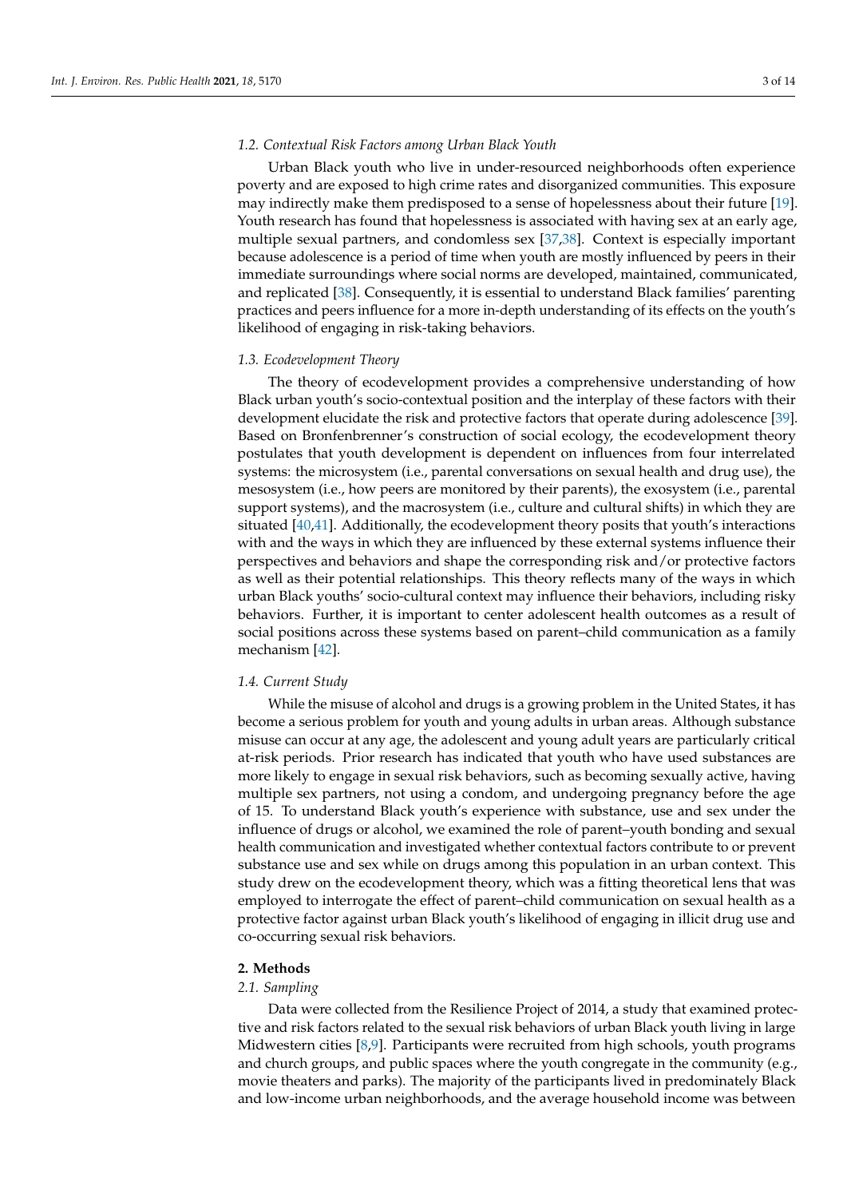### 1.2. Contextual Risk Factors among Urban Black Youth

Urban Black youth who live in under-resourced neighborhoods often experience poverty and are exposed to high crime rates and disorganized communities. This exposure may indirectly make them predisposed to a sense of hopelessness about their future [19]. Youth research has found that hopelessness is associated with having sex at an early age, multiple sexual partners, and condomless sex [37,38]. Context is especially important because adolescence is a period of time when youth are mostly influenced by peers in their immediate surroundings where social norms are developed, maintained, communicated, and replicated [38]. Consequently, it is essential to understand Black families' parenting practices and peers influence for a more in-depth understanding of its effects on the youth's likelihood of engaging in risk-taking behaviors.

### 1.3. Ecodevelopment Theory

The theory of ecodevelopment provides a comprehensive understanding of how Black urban youth's socio-contextual position and the interplay of these factors with their development elucidate the risk and protective factors that operate during adolescence [39]. Based on Bronfenbrenner's construction of social ecology, the ecodevelopment theory postulates that youth development is dependent on influences from four interrelated systems: the microsystem (i.e., parental conversations on sexual health and drug use), the mesosystem (i.e., how peers are monitored by their parents), the exosystem (i.e., parental support systems), and the macrosystem (i.e., culture and cultural shifts) in which they are situated [40,41]. Additionally, the ecodevelopment theory posits that youth's interactions with and the ways in which they are influenced by these external systems influence their perspectives and behaviors and shape the corresponding risk and/or protective factors as well as their potential relationships. This theory reflects many of the ways in which urban Black youths' socio-cultural context may influence their behaviors, including risky behaviors. Further, it is important to center adolescent health outcomes as a result of social positions across these systems based on parent–child communication as a family mechanism [42].

### 1.4. Current Study

While the misuse of alcohol and drugs is a growing problem in the United States, it has become a serious problem for youth and young adults in urban areas. Although substance misuse can occur at any age, the adolescent and young adult years are particularly critical at-risk periods. Prior research has indicated that youth who have used substances are more likely to engage in sexual risk behaviors, such as becoming sexually active, having multiple sex partners, not using a condom, and undergoing pregnancy before the age of 15. To understand Black youth's experience with substance, use and sex under the influence of drugs or alcohol, we examined the role of parent–youth bonding and sexual health communication and investigated whether contextual factors contribute to or prevent substance use and sex while on drugs among this population in an urban context. This study drew on the ecodevelopment theory, which was a fitting theoretical lens that was employed to interrogate the effect of parent–child communication on sexual health as a protective factor against urban Black youth's likelihood of engaging in illicit drug use and co-occurring sexual risk behaviors.

## 2. Methods

### 2.1. Sampling

Data were collected from the Resilience Project of 2014, a study that examined protective and risk factors related to the sexual risk behaviors of urban Black youth living in large Midwestern cities [8,9]. Participants were recruited from high schools, youth programs and church groups, and public spaces where the youth congregate in the community (e.g., movie theaters and parks). The majority of the participants lived in predominately Black and low-income urban neighborhoods, and the average household income was between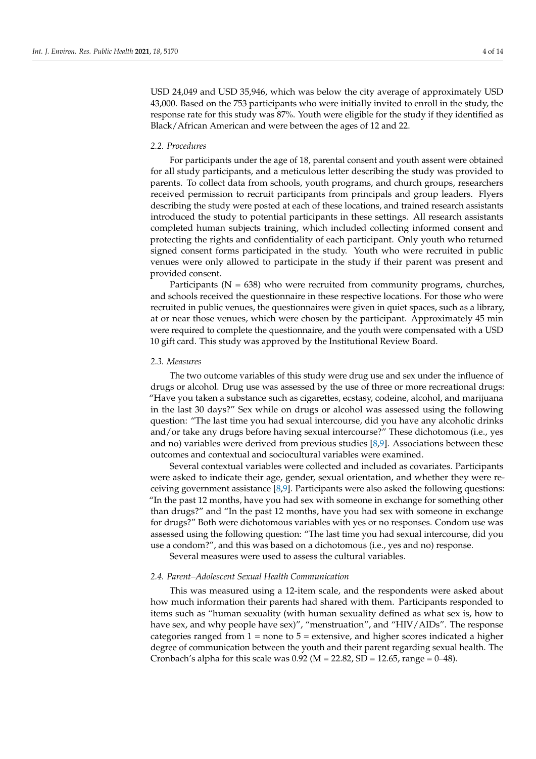USD 24,049 and USD 35,946, which was below the city average of approximately USD 43,000. Based on the 753 participants who were initially invited to enroll in the study, the response rate for this study was 87%. Youth were eligible for the study if they identified as Black/African American and were between the ages of 12 and 22.

### *2.2. Procedures*

For participants under the age of 18, parental consent and youth assent were obtained for all study participants, and a meticulous letter describing the study was provided to parents. To collect data from schools, youth programs, and church groups, researchers received permission to recruit participants from principals and group leaders. Flyers describing the study were posted at each of these locations, and trained research assistants introduced the study to potential participants in these settings. All research assistants completed human subjects training, which included collecting informed consent and protecting the rights and confidentiality of each participant. Only youth who returned signed consent forms participated in the study. Youth who were recruited in public venues were only allowed to participate in the study if their parent was present and provided consent.

Participants (N = 638) who were recruited from community programs, churches, and schools received the questionnaire in these respective locations. For those who were recruited in public venues, the questionnaires were given in quiet spaces, such as a library, at or near those venues, which were chosen by the participant. Approximately 45 min were required to complete the questionnaire, and the youth were compensated with a USD 10 gift card. This study was approved by the Institutional Review Board.

### *2.3. Measures*

The two outcome variables of this study were drug use and sex under the influence of drugs or alcohol. Drug use was assessed by the use of three or more recreational drugs: "Have you taken a substance such as cigarettes, ecstasy, codeine, alcohol, and marijuana in the last 30 days?" Sex while on drugs or alcohol was assessed using the following question: "The last time you had sexual intercourse, did you have any alcoholic drinks and/or take any drugs before having sexual intercourse?" These dichotomous (i.e., yes and no) variables were derived from previous studies [8,9]. Associations between these outcomes and contextual and sociocultural variables were examined.

Several contextual variables were collected and included as covariates. Participants were asked to indicate their age, gender, sexual orientation, and whether they were receiving government assistance [8,9]. Participants were also asked the following questions: "In the past 12 months, have you had sex with someone in exchange for something other than drugs?" and "In the past 12 months, have you had sex with someone in exchange for drugs?" Both were dichotomous variables with yes or no responses. Condom use was assessed using the following question: "The last time you had sexual intercourse, did you use a condom?", and this was based on a dichotomous (i.e., yes and no) response.

Several measures were used to assess the cultural variables.

### *2.4. Parent–Adolescent Sexual Health Communication*

This was measured using a 12-item scale, and the respondents were asked about how much information their parents had shared with them. Participants responded to items such as "human sexuality (with human sexuality defined as what sex is, how to have sex, and why people have sex)", "menstruation", and "HIV/AIDs". The response categories ranged from 1 = none to 5 = extensive, and higher scores indicated a higher degree of communication between the youth and their parent regarding sexual health. The Cronbach's alpha for this scale was 0.92 (M = 22.82, SD = 12.65, range = 0–48).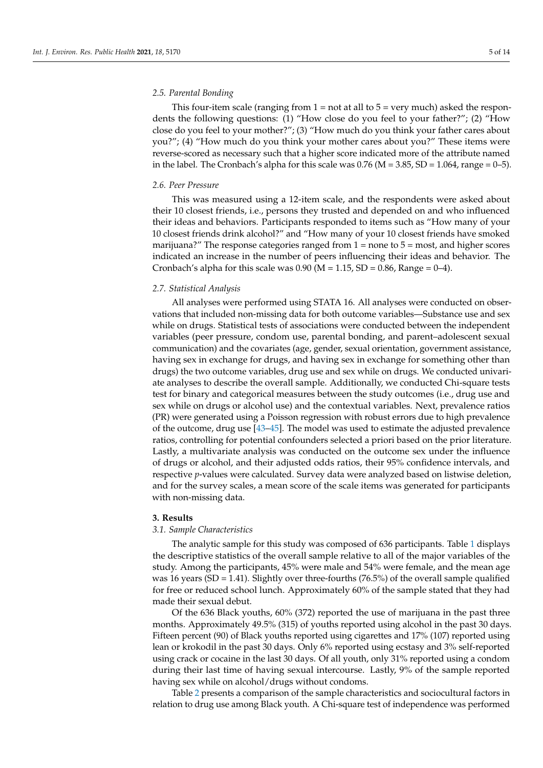### 2.5. Parental Bonding

This four-item scale (ranging from 1 = not at all to 5 = very much) asked the respondents the following questions: (1) "How close do you feel to your father?"; (2) "How close do you feel to your mother?"; (3) "How much do you think your father cares about you?"; (4) "How much do you think your mother cares about you?" These items were reverse-scored as necessary such that a higher score indicated more of the attribute named in the label. The Cronbach's alpha for this scale was 0.76 (M = 3.85, SD = 1.064, range = 0–5).

### 2.6. Peer Pressure

This was measured using a 12-item scale, and the respondents were asked about their 10 closest friends, i.e., persons they trusted and depended on and who influenced their ideas and behaviors. Participants responded to items such as "How many of your 10 closest friends drink alcohol?" and "How many of your 10 closest friends have smoked marijuana?" The response categories ranged from 1 = none to 5 = most, and higher scores indicated an increase in the number of peers influencing their ideas and behavior. The Cronbach's alpha for this scale was 0.90 (M = 1.15, SD = 0.86, Range = 0–4).

### 2.7. Statistical Analysis

All analyses were performed using STATA 16. All analyses were conducted on observations that included non-missing data for both outcome variables—Substance use and sex while on drugs. Statistical tests of associations were conducted between the independent variables (peer pressure, condom use, parental bonding, and parent–adolescent sexual communication) and the covariates (age, gender, sexual orientation, government assistance, having sex in exchange for drugs, and having sex in exchange for something other than drugs) the two outcome variables, drug use and sex while on drugs. We conducted univariate analyses to describe the overall sample. Additionally, we conducted Chi-square tests test for binary and categorical measures between the study outcomes (i.e., drug use and sex while on drugs or alcohol use) and the contextual variables. Next, prevalence ratios (PR) were generated using a Poisson regression with robust errors due to high prevalence of the outcome, drug use [43–45]. The model was used to estimate the adjusted prevalence ratios, controlling for potential confounders selected a priori based on the prior literature. Lastly, a multivariate analysis was conducted on the outcome sex under the influence of drugs or alcohol, and their adjusted odds ratios, their 95% confidence intervals, and respective *p*-values were calculated. Survey data were analyzed based on listwise deletion, and for the survey scales, a mean score of the scale items was generated for participants with non-missing data.

## 3. Results

### 3.1. Sample Characteristics

The analytic sample for this study was composed of 636 participants. Table 1 displays the descriptive statistics of the overall sample relative to all of the major variables of the study. Among the participants, 45% were male and 54% were female, and the mean age was 16 years (SD = 1.41). Slightly over three-fourths (76.5%) of the overall sample qualified for free or reduced school lunch. Approximately 60% of the sample stated that they had made their sexual debut.

Of the 636 Black youths, 60% (372) reported the use of marijuana in the past three months. Approximately 49.5% (315) of youths reported using alcohol in the past 30 days. Fifteen percent (90) of Black youths reported using cigarettes and 17% (107) reported using lean or krokodil in the past 30 days. Only 6% reported using ecstasy and 3% self-reported using crack or cocaine in the last 30 days. Of all youth, only 31% reported using a condom during their last time of having sexual intercourse. Lastly, 9% of the sample reported having sex while on alcohol/drugs without condoms.

Table 2 presents a comparison of the sample characteristics and sociocultural factors in relation to drug use among Black youth. A Chi-square test of independence was performed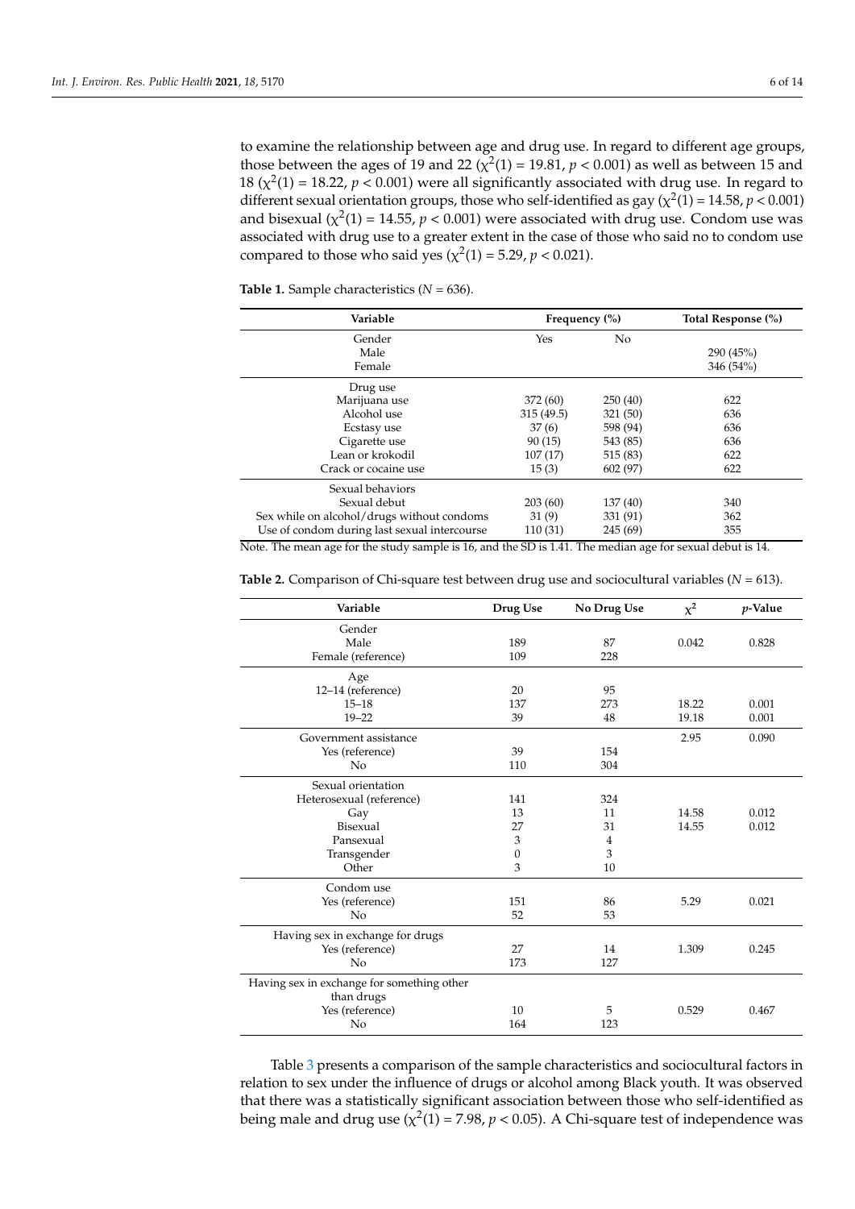to examine the relationship between age and drug use. In regard to different age groups, those between the ages of 19 and 22 ($\chi^2(1) = 19.81$, $p < 0.001$) as well as between 15 and 18 ($\chi^2(1) = 18.22$, $p < 0.001$) were all significantly associated with drug use. In regard to different sexual orientation groups, those who self-identified as gay ($\chi^2(1) = 14.58$, $p < 0.001$) and bisexual ($\chi^2(1) = 14.55$, $p < 0.001$) were associated with drug use. Condom use was associated with drug use to a greater extent in the case of those who said no to condom use compared to those who said yes ($\chi^2(1) = 5.29$, $p < 0.021$).

**Table 1.** Sample characteristics ($N = 636$).

| Variable | Frequency (%) | | Total Response (%) |
|---|---|---|---|
| Gender | Yes | No | |
| Male | | | 290 (45%) |
| Female | | | 346 (54%) |
| Drug use | | | |
| Marijuana use | 372 (60) | 250 (40) | 622 |
| Alcohol use | 315 (49.5) | 321 (50) | 636 |
| Ecstasy use | 37 (6) | 598 (94) | 636 |
| Cigarette use | 90 (15) | 543 (85) | 636 |
| Lean or krokodil | 107 (17) | 515 (83) | 622 |
| Crack or cocaine use | 15 (3) | 602 (97) | 622 |
| Sexual behaviors | | | |
| Sexual debut | 203 (60) | 137 (40) | 340 |
| Sex while on alcohol/drugs without condoms | 31 (9) | 331 (91) | 362 |
| Use of condom during last sexual intercourse | 110 (31) | 245 (69) | 355 |

Note. The mean age for the study sample is 16, and the SD is 1.41. The median age for sexual debut is 14.

**Table 2.** Comparison of Chi-square test between drug use and sociocultural variables ($N = 613$).

| Variable | Drug Use | No Drug Use | $\chi^2$ | *p*-Value |
|---|---|---|---|---|
| Gender | | | | |
| Male | 189 | 87 | 0.042 | 0.828 |
| Female (reference) | 109 | 228 | | |
| Age | | | | |
| 12–14 (reference) | 20 | 95 | | |
| 15–18 | 137 | 273 | 18.22 | 0.001 |
| 19–22 | 39 | 48 | 19.18 | 0.001 |
| Government assistance | | | 2.95 | 0.090 |
| Yes (reference) | 39 | 154 | | |
| No | 110 | 304 | | |
| Sexual orientation | | | | |
| Heterosexual (reference) | 141 | 324 | | |
| Gay | 13 | 11 | 14.58 | 0.012 |
| Bisexual | 27 | 31 | 14.55 | 0.012 |
| Pansexual | 3 | 4 | | |
| Transgender | 0 | 3 | | |
| Other | 3 | 10 | | |
| Condom use | | | | |
| Yes (reference) | 151 | 86 | 5.29 | 0.021 |
| No | 52 | 53 | | |
| Having sex in exchange for drugs | | | | |
| Yes (reference) | 27 | 14 | 1.309 | 0.245 |
| No | 173 | 127 | | |
| Having sex in exchange for something other than drugs | | | | |
| Yes (reference) | 10 | 5 | 0.529 | 0.467 |
| No | 164 | 123 | | |

Table 3 presents a comparison of the sample characteristics and sociocultural factors in relation to sex under the influence of drugs or alcohol among Black youth. It was observed that there was a statistically significant association between those who self-identified as being male and drug use ($\chi^2(1) = 7.98$, $p < 0.05$). A Chi-square test of independence was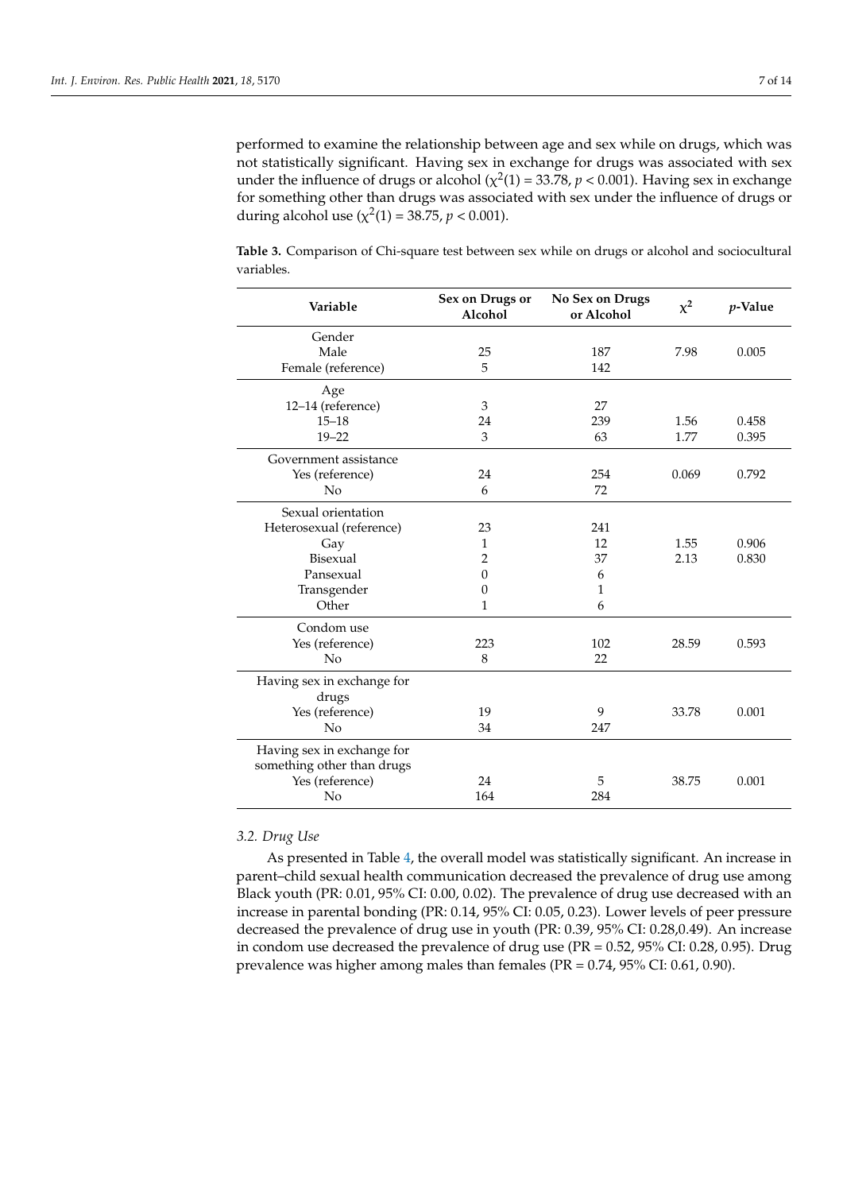performed to examine the relationship between age and sex while on drugs, which was not statistically significant. Having sex in exchange for drugs was associated with sex under the influence of drugs or alcohol ($\chi^2(1) = 33.78$, $p < 0.001$). Having sex in exchange for something other than drugs was associated with sex under the influence of drugs or during alcohol use ($\chi^2(1) = 38.75$, $p < 0.001$).

**Table 3.** Comparison of Chi-square test between sex while on drugs or alcohol and sociocultural variables.

| Variable | Sex on Drugs or Alcohol | No Sex on Drugs or Alcohol | $\chi^2$ | *p*-Value |
|---|---|---|---|---|
| Gender | | | | |
| Male | 25 | 187 | 7.98 | 0.005 |
| Female (reference) | 5 | 142 | | |
| Age | | | | |
| 12–14 (reference) | 3 | 27 | | |
| 15–18 | 24 | 239 | 1.56 | 0.458 |
| 19–22 | 3 | 63 | 1.77 | 0.395 |
| Government assistance | | | | |
| Yes (reference) | 24 | 254 | 0.069 | 0.792 |
| No | 6 | 72 | | |
| Sexual orientation | | | | |
| Heterosexual (reference) | 23 | 241 | | |
| Gay | 1 | 12 | 1.55 | 0.906 |
| Bisexual | 2 | 37 | 2.13 | 0.830 |
| Pansexual | 0 | 6 | | |
| Transgender | 0 | 1 | | |
| Other | 1 | 6 | | |
| Condom use | | | | |
| Yes (reference) | 223 | 102 | 28.59 | 0.593 |
| No | 8 | 22 | | |
| Having sex in exchange for drugs | | | | |
| Yes (reference) | 19 | 9 | 33.78 | 0.001 |
| No | 34 | 247 | | |
| Having sex in exchange for something other than drugs | | | | |
| Yes (reference) | 24 | 5 | 38.75 | 0.001 |
| No | 164 | 284 | | |

### *3.2. Drug Use*

As presented in Table 4, the overall model was statistically significant. An increase in parent–child sexual health communication decreased the prevalence of drug use among Black youth (PR: 0.01, 95% CI: 0.00, 0.02). The prevalence of drug use decreased with an increase in parental bonding (PR: 0.14, 95% CI: 0.05, 0.23). Lower levels of peer pressure decreased the prevalence of drug use in youth (PR: 0.39, 95% CI: 0.28,0.49). An increase in condom use decreased the prevalence of drug use (PR = 0.52, 95% CI: 0.28, 0.95). Drug prevalence was higher among males than females (PR = 0.74, 95% CI: 0.61, 0.90).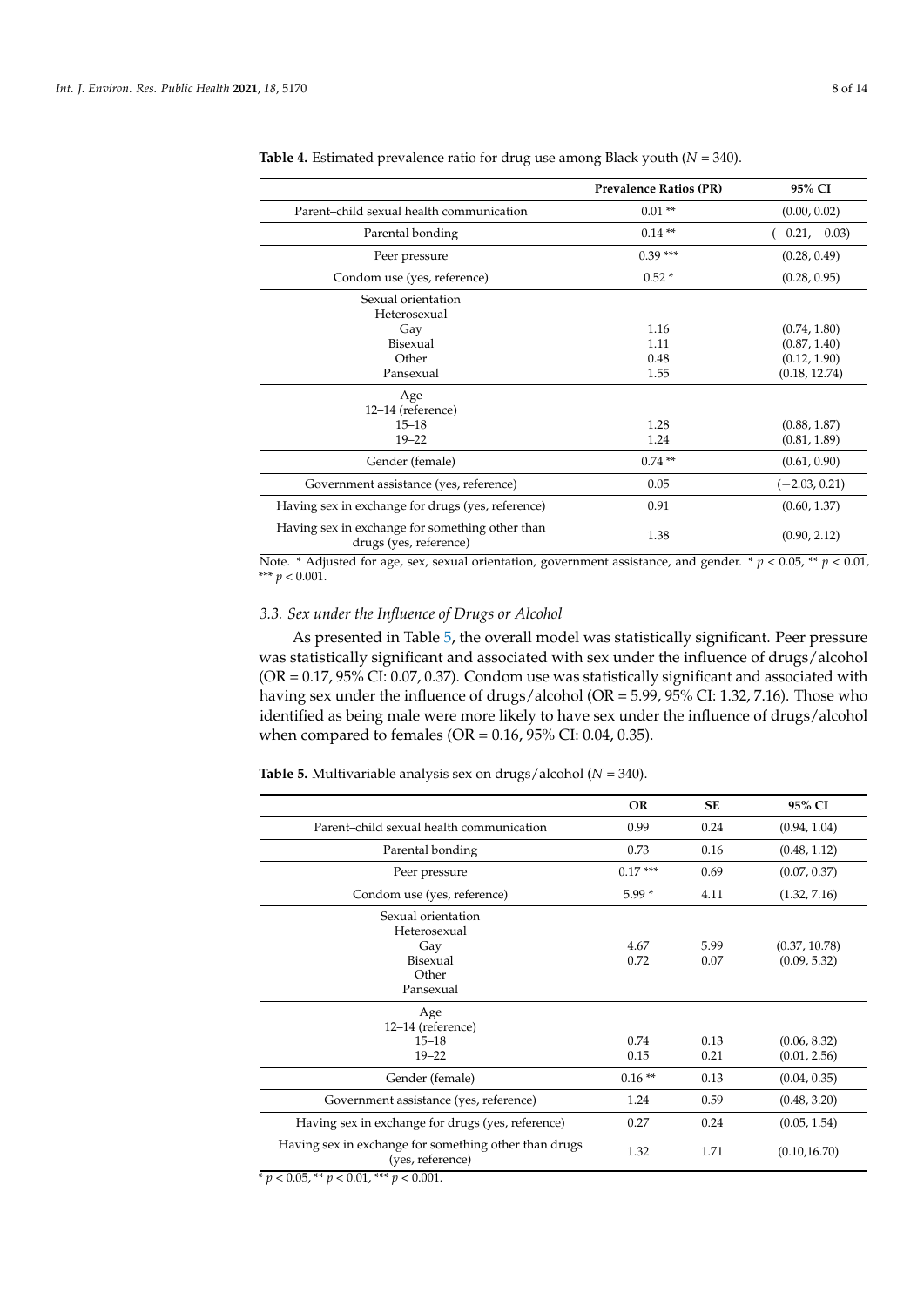**Table 4.** Estimated prevalence ratio for drug use among Black youth ($N$ = 340).

| | Prevalence Ratios (PR) | 95% CI |
|---|---|---|
| Parent–child sexual health communication | 0.01 ** | (0.00, 0.02) |
| Parental bonding | 0.14 ** | (−0.21, −0.03) |
| Peer pressure | 0.39 *** | (0.28, 0.49) |
| Condom use (yes, reference) | 0.52 * | (0.28, 0.95) |
| Sexual orientation | | |
| Heterosexual | | |
| Gay | 1.16 | (0.74, 1.80) |
| Bisexual | 1.11 | (0.87, 1.40) |
| Other | 0.48 | (0.12, 1.90) |
| Pansexual | 1.55 | (0.18, 12.74) |
| Age | | |
| 12–14 (reference) | | |
| 15–18 | 1.28 | (0.88, 1.87) |
| 19–22 | 1.24 | (0.81, 1.89) |
| Gender (female) | 0.74 ** | (0.61, 0.90) |
| Government assistance (yes, reference) | 0.05 | (−2.03, 0.21) |
| Having sex in exchange for drugs (yes, reference) | 0.91 | (0.60, 1.37) |
| Having sex in exchange for something other than drugs (yes, reference) | 1.38 | (0.90, 2.12) |

Note. * Adjusted for age, sex, sexual orientation, government assistance, and gender. * $p < 0.05$, ** $p < 0.01$, *** $p < 0.001$.

### 3.3. Sex under the Influence of Drugs or Alcohol

As presented in Table 5, the overall model was statistically significant. Peer pressure was statistically significant and associated with sex under the influence of drugs/alcohol (OR = 0.17, 95% CI: 0.07, 0.37). Condom use was statistically significant and associated with having sex under the influence of drugs/alcohol (OR = 5.99, 95% CI: 1.32, 7.16). Those who identified as being male were more likely to have sex under the influence of drugs/alcohol when compared to females (OR = 0.16, 95% CI: 0.04, 0.35).

**Table 5.** Multivariable analysis sex on drugs/alcohol ($N$ = 340).

| | OR | SE | 95% CI |
|---|---|---|---|
| Parent–child sexual health communication | 0.99 | 0.24 | (0.94, 1.04) |
| Parental bonding | 0.73 | 0.16 | (0.48, 1.12) |
| Peer pressure | 0.17 *** | 0.69 | (0.07, 0.37) |
| Condom use (yes, reference) | 5.99 * | 4.11 | (1.32, 7.16) |
| Sexual orientation | | | |
| Heterosexual | | | |
| Gay | 4.67 | 5.99 | (0.37, 10.78) |
| Bisexual | 0.72 | 0.07 | (0.09, 5.32) |
| Other | | | |
| Pansexual | | | |
| Age | | | |
| 12–14 (reference) | | | |
| 15–18 | 0.74 | 0.13 | (0.06, 8.32) |
| 19–22 | 0.15 | 0.21 | (0.01, 2.56) |
| Gender (female) | 0.16 ** | 0.13 | (0.04, 0.35) |
| Government assistance (yes, reference) | 1.24 | 0.59 | (0.48, 3.20) |
| Having sex in exchange for drugs (yes, reference) | 0.27 | 0.24 | (0.05, 1.54) |
| Having sex in exchange for something other than drugs (yes, reference) | 1.32 | 1.71 | (0.10,16.70) |

* $p < 0.05$, ** $p < 0.01$, *** $p < 0.001$.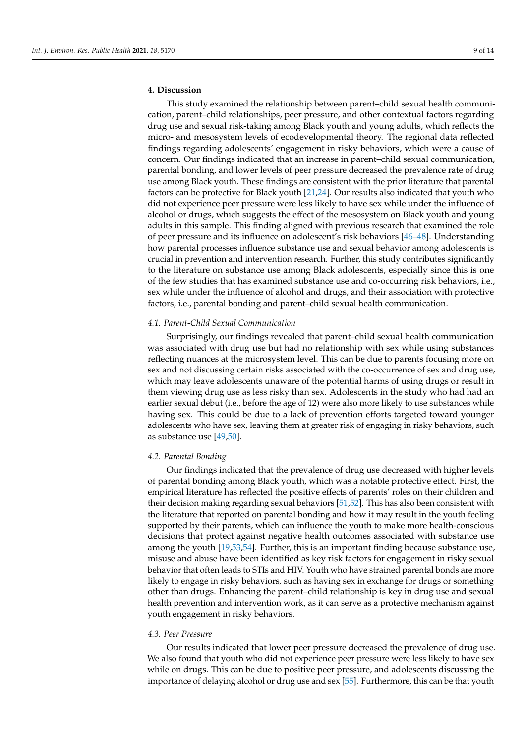## 4. Discussion

This study examined the relationship between parent–child sexual health communication, parent–child relationships, peer pressure, and other contextual factors regarding drug use and sexual risk-taking among Black youth and young adults, which reflects the micro- and mesosystem levels of ecodevelopmental theory. The regional data reflected findings regarding adolescents' engagement in risky behaviors, which were a cause of concern. Our findings indicated that an increase in parent–child sexual communication, parental bonding, and lower levels of peer pressure decreased the prevalence rate of drug use among Black youth. These findings are consistent with the prior literature that parental factors can be protective for Black youth [21,24]. Our results also indicated that youth who did not experience peer pressure were less likely to have sex while under the influence of alcohol or drugs, which suggests the effect of the mesosystem on Black youth and young adults in this sample. This finding aligned with previous research that examined the role of peer pressure and its influence on adolescent's risk behaviors [46–48]. Understanding how parental processes influence substance use and sexual behavior among adolescents is crucial in prevention and intervention research. Further, this study contributes significantly to the literature on substance use among Black adolescents, especially since this is one of the few studies that has examined substance use and co-occurring risk behaviors, i.e., sex while under the influence of alcohol and drugs, and their association with protective factors, i.e., parental bonding and parent–child sexual health communication.

### *4.1. Parent-Child Sexual Communication*

Surprisingly, our findings revealed that parent–child sexual health communication was associated with drug use but had no relationship with sex while using substances reflecting nuances at the microsystem level. This can be due to parents focusing more on sex and not discussing certain risks associated with the co-occurrence of sex and drug use, which may leave adolescents unaware of the potential harms of using drugs or result in them viewing drug use as less risky than sex. Adolescents in the study who had had an earlier sexual debut (i.e., before the age of 12) were also more likely to use substances while having sex. This could be due to a lack of prevention efforts targeted toward younger adolescents who have sex, leaving them at greater risk of engaging in risky behaviors, such as substance use [49,50].

### *4.2. Parental Bonding*

Our findings indicated that the prevalence of drug use decreased with higher levels of parental bonding among Black youth, which was a notable protective effect. First, the empirical literature has reflected the positive effects of parents' roles on their children and their decision making regarding sexual behaviors [51,52]. This has also been consistent with the literature that reported on parental bonding and how it may result in the youth feeling supported by their parents, which can influence the youth to make more health-conscious decisions that protect against negative health outcomes associated with substance use among the youth [19,53,54]. Further, this is an important finding because substance use, misuse and abuse have been identified as key risk factors for engagement in risky sexual behavior that often leads to STIs and HIV. Youth who have strained parental bonds are more likely to engage in risky behaviors, such as having sex in exchange for drugs or something other than drugs. Enhancing the parent–child relationship is key in drug use and sexual health prevention and intervention work, as it can serve as a protective mechanism against youth engagement in risky behaviors.

### *4.3. Peer Pressure*

Our results indicated that lower peer pressure decreased the prevalence of drug use. We also found that youth who did not experience peer pressure were less likely to have sex while on drugs. This can be due to positive peer pressure, and adolescents discussing the importance of delaying alcohol or drug use and sex [55]. Furthermore, this can be that youth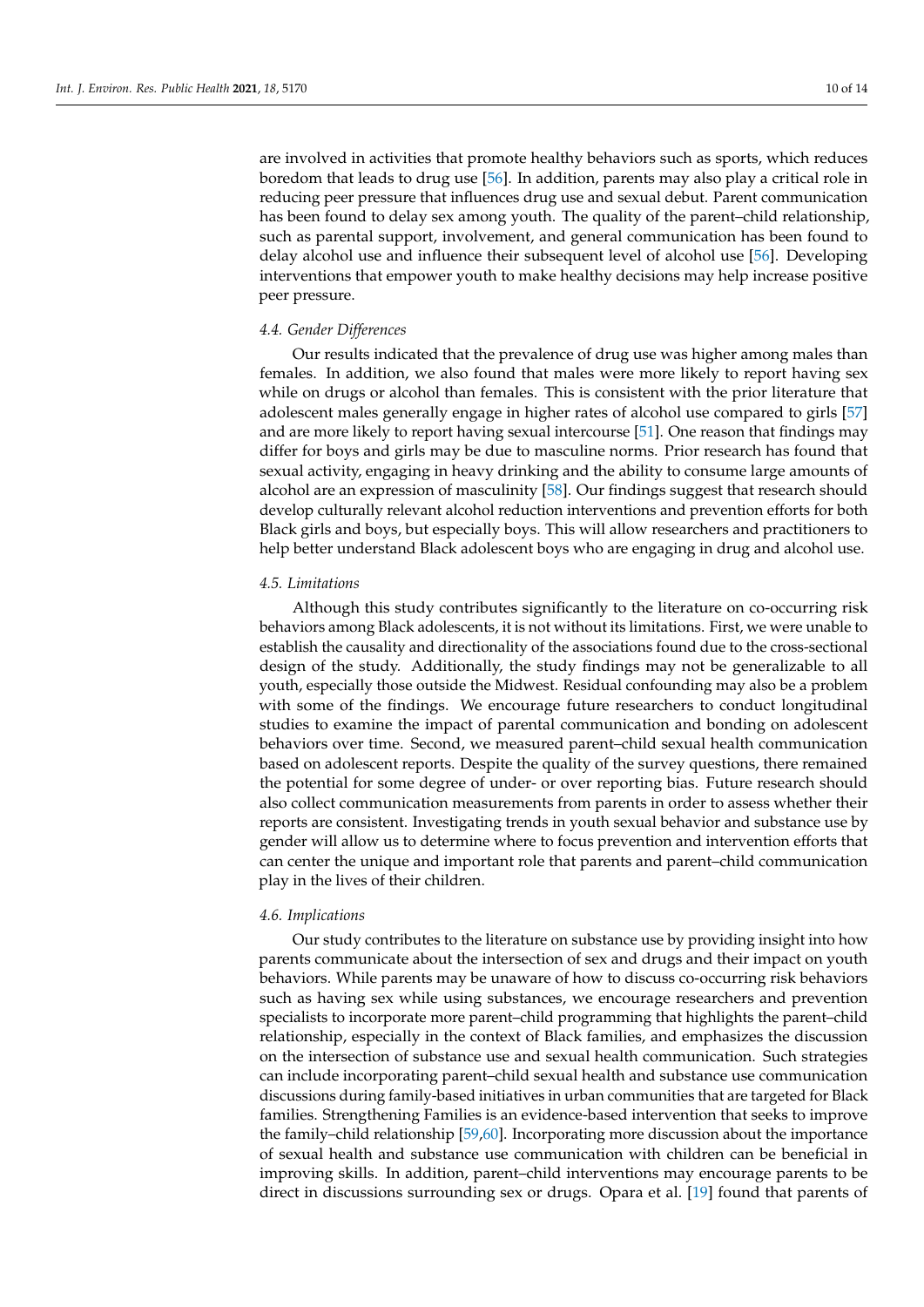are involved in activities that promote healthy behaviors such as sports, which reduces boredom that leads to drug use [56]. In addition, parents may also play a critical role in reducing peer pressure that influences drug use and sexual debut. Parent communication has been found to delay sex among youth. The quality of the parent–child relationship, such as parental support, involvement, and general communication has been found to delay alcohol use and influence their subsequent level of alcohol use [56]. Developing interventions that empower youth to make healthy decisions may help increase positive peer pressure.

### 4.4. Gender Differences

Our results indicated that the prevalence of drug use was higher among males than females. In addition, we also found that males were more likely to report having sex while on drugs or alcohol than females. This is consistent with the prior literature that adolescent males generally engage in higher rates of alcohol use compared to girls [57] and are more likely to report having sexual intercourse [51]. One reason that findings may differ for boys and girls may be due to masculine norms. Prior research has found that sexual activity, engaging in heavy drinking and the ability to consume large amounts of alcohol are an expression of masculinity [58]. Our findings suggest that research should develop culturally relevant alcohol reduction interventions and prevention efforts for both Black girls and boys, but especially boys. This will allow researchers and practitioners to help better understand Black adolescent boys who are engaging in drug and alcohol use.

### 4.5. Limitations

Although this study contributes significantly to the literature on co-occurring risk behaviors among Black adolescents, it is not without its limitations. First, we were unable to establish the causality and directionality of the associations found due to the cross-sectional design of the study. Additionally, the study findings may not be generalizable to all youth, especially those outside the Midwest. Residual confounding may also be a problem with some of the findings. We encourage future researchers to conduct longitudinal studies to examine the impact of parental communication and bonding on adolescent behaviors over time. Second, we measured parent–child sexual health communication based on adolescent reports. Despite the quality of the survey questions, there remained the potential for some degree of under- or over reporting bias. Future research should also collect communication measurements from parents in order to assess whether their reports are consistent. Investigating trends in youth sexual behavior and substance use by gender will allow us to determine where to focus prevention and intervention efforts that can center the unique and important role that parents and parent–child communication play in the lives of their children.

### 4.6. Implications

Our study contributes to the literature on substance use by providing insight into how parents communicate about the intersection of sex and drugs and their impact on youth behaviors. While parents may be unaware of how to discuss co-occurring risk behaviors such as having sex while using substances, we encourage researchers and prevention specialists to incorporate more parent–child programming that highlights the parent–child relationship, especially in the context of Black families, and emphasizes the discussion on the intersection of substance use and sexual health communication. Such strategies can include incorporating parent–child sexual health and substance use communication discussions during family-based initiatives in urban communities that are targeted for Black families. Strengthening Families is an evidence-based intervention that seeks to improve the family–child relationship [59,60]. Incorporating more discussion about the importance of sexual health and substance use communication with children can be beneficial in improving skills. In addition, parent–child interventions may encourage parents to be direct in discussions surrounding sex or drugs. Opara et al. [19] found that parents of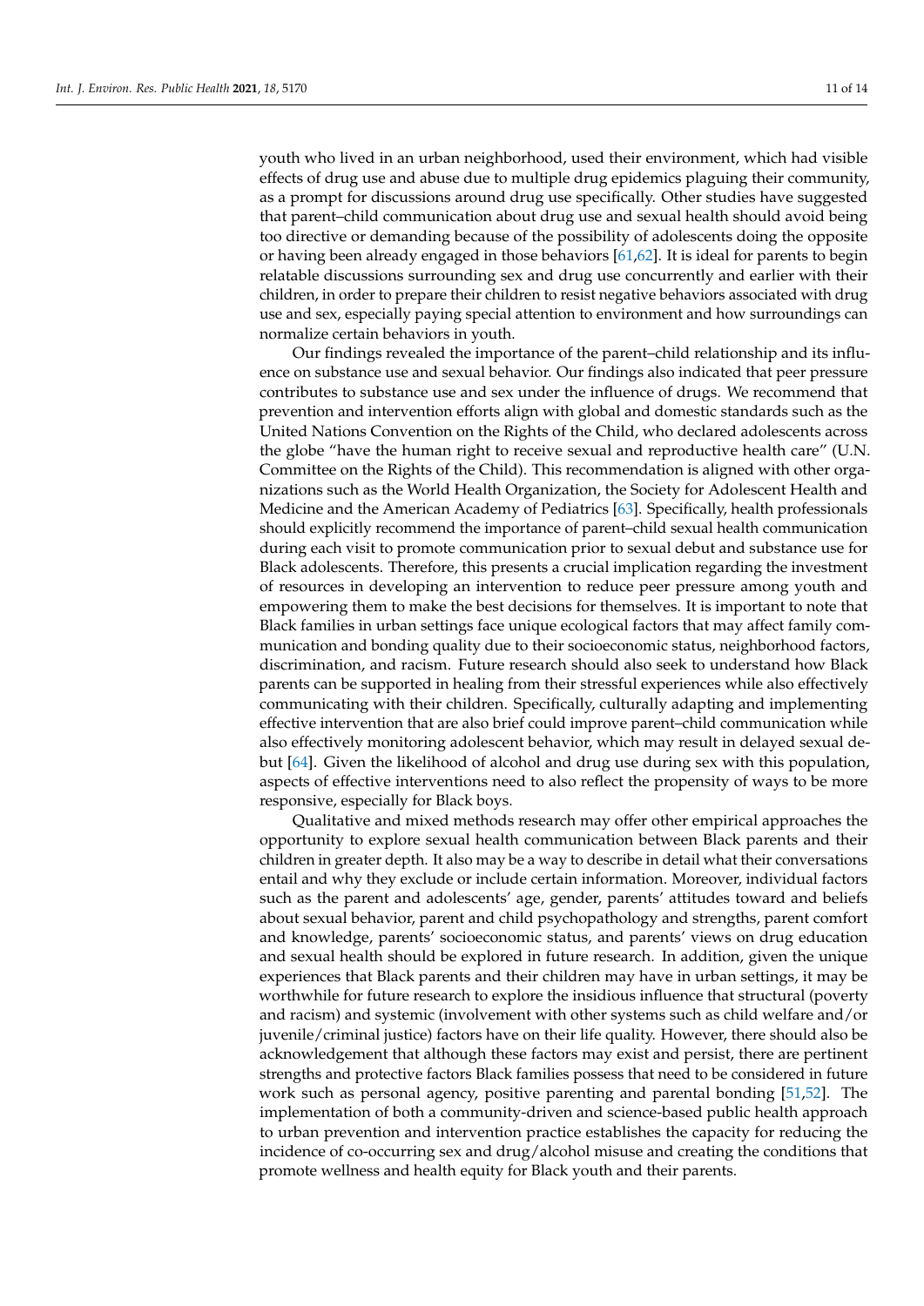youth who lived in an urban neighborhood, used their environment, which had visible effects of drug use and abuse due to multiple drug epidemics plaguing their community, as a prompt for discussions around drug use specifically. Other studies have suggested that parent–child communication about drug use and sexual health should avoid being too directive or demanding because of the possibility of adolescents doing the opposite or having been already engaged in those behaviors [61,62]. It is ideal for parents to begin relatable discussions surrounding sex and drug use concurrently and earlier with their children, in order to prepare their children to resist negative behaviors associated with drug use and sex, especially paying special attention to environment and how surroundings can normalize certain behaviors in youth.

Our findings revealed the importance of the parent–child relationship and its influence on substance use and sexual behavior. Our findings also indicated that peer pressure contributes to substance use and sex under the influence of drugs. We recommend that prevention and intervention efforts align with global and domestic standards such as the United Nations Convention on the Rights of the Child, who declared adolescents across the globe "have the human right to receive sexual and reproductive health care" (U.N. Committee on the Rights of the Child). This recommendation is aligned with other organizations such as the World Health Organization, the Society for Adolescent Health and Medicine and the American Academy of Pediatrics [63]. Specifically, health professionals should explicitly recommend the importance of parent–child sexual health communication during each visit to promote communication prior to sexual debut and substance use for Black adolescents. Therefore, this presents a crucial implication regarding the investment of resources in developing an intervention to reduce peer pressure among youth and empowering them to make the best decisions for themselves. It is important to note that Black families in urban settings face unique ecological factors that may affect family communication and bonding quality due to their socioeconomic status, neighborhood factors, discrimination, and racism. Future research should also seek to understand how Black parents can be supported in healing from their stressful experiences while also effectively communicating with their children. Specifically, culturally adapting and implementing effective intervention that are also brief could improve parent–child communication while also effectively monitoring adolescent behavior, which may result in delayed sexual debut [64]. Given the likelihood of alcohol and drug use during sex with this population, aspects of effective interventions need to also reflect the propensity of ways to be more responsive, especially for Black boys.

Qualitative and mixed methods research may offer other empirical approaches the opportunity to explore sexual health communication between Black parents and their children in greater depth. It also may be a way to describe in detail what their conversations entail and why they exclude or include certain information. Moreover, individual factors such as the parent and adolescents' age, gender, parents' attitudes toward and beliefs about sexual behavior, parent and child psychopathology and strengths, parent comfort and knowledge, parents' socioeconomic status, and parents' views on drug education and sexual health should be explored in future research. In addition, given the unique experiences that Black parents and their children may have in urban settings, it may be worthwhile for future research to explore the insidious influence that structural (poverty and racism) and systemic (involvement with other systems such as child welfare and/or juvenile/criminal justice) factors have on their life quality. However, there should also be acknowledgement that although these factors may exist and persist, there are pertinent strengths and protective factors Black families possess that need to be considered in future work such as personal agency, positive parenting and parental bonding [51,52]. The implementation of both a community-driven and science-based public health approach to urban prevention and intervention practice establishes the capacity for reducing the incidence of co-occurring sex and drug/alcohol misuse and creating the conditions that promote wellness and health equity for Black youth and their parents.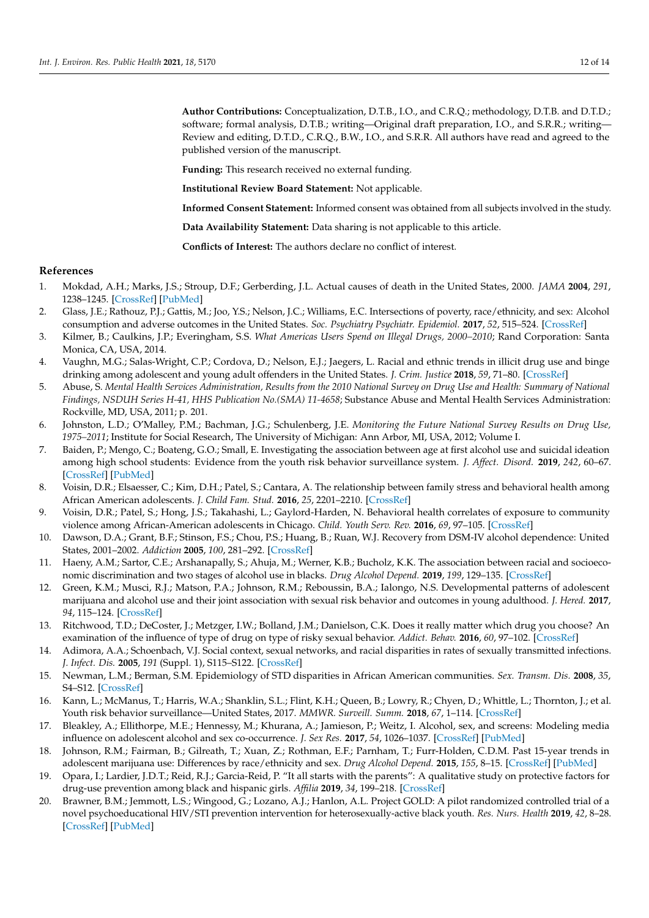**Author Contributions:** Conceptualization, D.T.B., I.O., and C.R.Q.; methodology, D.T.B. and D.T.D.; software; formal analysis, D.T.B.; writing—Original draft preparation, I.O., and S.R.R.; writing—Review and editing, D.T.D., C.R.Q., B.W., I.O., and S.R.R. All authors have read and agreed to the published version of the manuscript.

**Funding:** This research received no external funding.

**Institutional Review Board Statement:** Not applicable.

**Informed Consent Statement:** Informed consent was obtained from all subjects involved in the study.

**Data Availability Statement:** Data sharing is not applicable to this article.

**Conflicts of Interest:** The authors declare no conflict of interest.

## References

1. Mokdad, A.H.; Marks, J.S.; Stroup, D.F.; Gerberding, J.L. Actual causes of death in the United States, 2000. *JAMA* **2004**, *291*, 1238–1245. [CrossRef] [PubMed]
2. Glass, J.E.; Rathouz, P.J.; Gattis, M.; Joo, Y.S.; Nelson, J.C.; Williams, E.C. Intersections of poverty, race/ethnicity, and sex: Alcohol consumption and adverse outcomes in the United States. *Soc. Psychiatry Psychiatr. Epidemiol.* **2017**, *52*, 515–524. [CrossRef]
3. Kilmer, B.; Caulkins, J.P.; Everingham, S.S. *What Americas Users Spend on Illegal Drugs, 2000–2010*; Rand Corporation: Santa Monica, CA, USA, 2014.
4. Vaughn, M.G.; Salas-Wright, C.P.; Cordova, D.; Nelson, E.J.; Jaegers, L. Racial and ethnic trends in illicit drug use and binge drinking among adolescent and young adult offenders in the United States. *J. Crim. Justice* **2018**, *59*, 71–80. [CrossRef]
5. Abuse, S. *Mental Health Services Administration, Results from the 2010 National Survey on Drug Use and Health: Summary of National Findings, NSDUH Series H-41, HHS Publication No.(SMA) 11-4658*; Substance Abuse and Mental Health Services Administration: Rockville, MD, USA, 2011; p. 201.
6. Johnston, L.D.; O'Malley, P.M.; Bachman, J.G.; Schulenberg, J.E. *Monitoring the Future National Survey Results on Drug Use, 1975–2011*; Institute for Social Research, The University of Michigan: Ann Arbor, MI, USA, 2012; Volume I.
7. Baiden, P.; Mengo, C.; Boateng, G.O.; Small, E. Investigating the association between age at first alcohol use and suicidal ideation among high school students: Evidence from the youth risk behavior surveillance system. *J. Affect. Disord.* **2019**, *242*, 60–67. [CrossRef] [PubMed]
8. Voisin, D.R.; Elsaesser, C.; Kim, D.H.; Patel, S.; Cantara, A. The relationship between family stress and behavioral health among African American adolescents. *J. Child Fam. Stud.* **2016**, *25*, 2201–2210. [CrossRef]
9. Voisin, D.R.; Patel, S.; Hong, J.S.; Takahashi, L.; Gaylord-Harden, N. Behavioral health correlates of exposure to community violence among African-American adolescents in Chicago. *Child. Youth Serv. Rev.* **2016**, *69*, 97–105. [CrossRef]
10. Dawson, D.A.; Grant, B.F.; Stinson, F.S.; Chou, P.S.; Huang, B.; Ruan, W.J. Recovery from DSM-IV alcohol dependence: United States, 2001–2002. *Addiction* **2005**, *100*, 281–292. [CrossRef]
11. Haeny, A.M.; Sartor, C.E.; Arshanapally, S.; Ahuja, M.; Werner, K.B.; Bucholz, K.K. The association between racial and socioeconomic discrimination and two stages of alcohol use in blacks. *Drug Alcohol Depend.* **2019**, *199*, 129–135. [CrossRef]
12. Green, K.M.; Musci, R.J.; Matson, P.A.; Johnson, R.M.; Reboussin, B.A.; Ialongo, N.S. Developmental patterns of adolescent marijuana and alcohol use and their joint association with sexual risk behavior and outcomes in young adulthood. *J. Hered.* **2017**, *94*, 115–124. [CrossRef]
13. Ritchwood, T.D.; DeCoster, J.; Metzger, I.W.; Bolland, J.M.; Danielson, C.K. Does it really matter which drug you choose? An examination of the influence of type of drug on type of risky sexual behavior. *Addict. Behav.* **2016**, *60*, 97–102. [CrossRef]
14. Adimora, A.A.; Schoenbach, V.J. Social context, sexual networks, and racial disparities in rates of sexually transmitted infections. *J. Infect. Dis.* **2005**, *191* (Suppl. 1), S115–S122. [CrossRef]
15. Newman, L.M.; Berman, S.M. Epidemiology of STD disparities in African American communities. *Sex. Transm. Dis.* **2008**, *35*, S4–S12. [CrossRef]
16. Kann, L.; McManus, T.; Harris, W.A.; Shanklin, S.L.; Flint, K.H.; Queen, B.; Lowry, R.; Chyen, D.; Whittle, L.; Thornton, J.; et al. Youth risk behavior surveillance—United States, 2017. *MMWR. Surveill. Summ.* **2018**, *67*, 1–114. [CrossRef]
17. Bleakley, A.; Ellithorpe, M.E.; Hennessy, M.; Khurana, A.; Jamieson, P.; Weitz, I. Alcohol, sex, and screens: Modeling media influence on adolescent alcohol and sex co-occurrence. *J. Sex Res.* **2017**, *54*, 1026–1037. [CrossRef] [PubMed]
18. Johnson, R.M.; Fairman, B.; Gilreath, T.; Xuan, Z.; Rothman, E.F.; Parnham, T.; Furr-Holden, C.D.M. Past 15-year trends in adolescent marijuana use: Differences by race/ethnicity and sex. *Drug Alcohol Depend.* **2015**, *155*, 8–15. [CrossRef] [PubMed]
19. Opara, I.; Lardier, J.D.T.; Reid, R.J.; Garcia-Reid, P. "It all starts with the parents": A qualitative study on protective factors for drug-use prevention among black and hispanic girls. *Affilia* **2019**, *34*, 199–218. [CrossRef]
20. Brawner, B.M.; Jemmott, L.S.; Wingood, G.; Lozano, A.J.; Hanlon, A.L. Project GOLD: A pilot randomized controlled trial of a novel psychoeducational HIV/STI prevention intervention for heterosexually-active black youth. *Res. Nurs. Health* **2019**, *42*, 8–28. [CrossRef] [PubMed]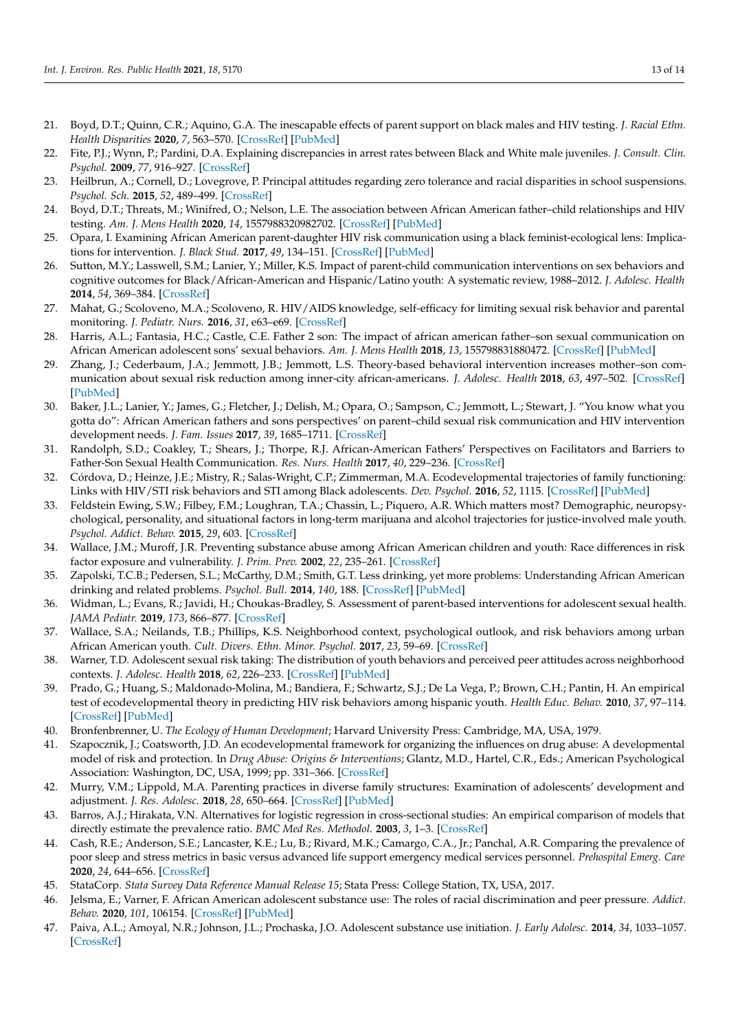21. Boyd, D.T.; Quinn, C.R.; Aquino, G.A. The inescapable effects of parent support on black males and HIV testing. *J. Racial Ethn. Health Disparities* **2020**, *7*, 563–570. [CrossRef] [PubMed]
22. Fite, P.J.; Wynn, P.; Pardini, D.A. Explaining discrepancies in arrest rates between Black and White male juveniles. *J. Consult. Clin. Psychol.* **2009**, *77*, 916–927. [CrossRef]
23. Heilbrun, A.; Cornell, D.; Lovegrove, P. Principal attitudes regarding zero tolerance and racial disparities in school suspensions. *Psychol. Sch.* **2015**, *52*, 489–499. [CrossRef]
24. Boyd, D.T.; Threats, M.; Winifred, O.; Nelson, L.E. The association between African American father–child relationships and HIV testing. *Am. J. Mens Health* **2020**, *14*, 1557988320982702. [CrossRef] [PubMed]
25. Opara, I. Examining African American parent-daughter HIV risk communication using a black feminist-ecological lens: Implications for intervention. *J. Black Stud.* **2017**, *49*, 134–151. [CrossRef] [PubMed]
26. Sutton, M.Y.; Lasswell, S.M.; Lanier, Y.; Miller, K.S. Impact of parent-child communication interventions on sex behaviors and cognitive outcomes for Black/African-American and Hispanic/Latino youth: A systematic review, 1988–2012. *J. Adolesc. Health* **2014**, *54*, 369–384. [CrossRef]
27. Mahat, G.; Scoloveno, M.A.; Scoloveno, R. HIV/AIDS knowledge, self-efficacy for limiting sexual risk behavior and parental monitoring. *J. Pediatr. Nurs.* **2016**, *31*, e63–e69. [CrossRef]
28. Harris, A.L.; Fantasia, H.C.; Castle, C.E. Father 2 son: The impact of african american father–son sexual communication on African American adolescent sons' sexual behaviors. *Am. J. Mens Health* **2018**, *13*, 155798831880472. [CrossRef] [PubMed]
29. Zhang, J.; Cederbaum, J.A.; Jemmott, J.B.; Jemmott, L.S. Theory-based behavioral intervention increases mother–son communication about sexual risk reduction among inner-city african-americans. *J. Adolesc. Health* **2018**, *63*, 497–502. [CrossRef] [PubMed]
30. Baker, J.L.; Lanier, Y.; James, G.; Fletcher, J.; Delish, M.; Opara, O.; Sampson, C.; Jemmott, L.; Stewart, J. "You know what you gotta do": African American fathers and sons perspectives' on parent–child sexual risk communication and HIV intervention development needs. *J. Fam. Issues* **2017**, *39*, 1685–1711. [CrossRef]
31. Randolph, S.D.; Coakley, T.; Shears, J.; Thorpe, R.J. African-American Fathers' Perspectives on Facilitators and Barriers to Father-Son Sexual Health Communication. *Res. Nurs. Health* **2017**, *40*, 229–236. [CrossRef]
32. Córdova, D.; Heinze, J.E.; Mistry, R.; Salas-Wright, C.P.; Zimmerman, M.A. Ecodevelopmental trajectories of family functioning: Links with HIV/STI risk behaviors and STI among Black adolescents. *Dev. Psychol.* **2016**, *52*, 1115. [CrossRef] [PubMed]
33. Feldstein Ewing, S.W.; Filbey, F.M.; Loughran, T.A.; Chassin, L.; Piquero, A.R. Which matters most? Demographic, neuropsychological, personality, and situational factors in long-term marijuana and alcohol trajectories for justice-involved male youth. *Psychol. Addict. Behav.* **2015**, *29*, 603. [CrossRef]
34. Wallace, J.M.; Muroff, J.R. Preventing substance abuse among African American children and youth: Race differences in risk factor exposure and vulnerability. *J. Prim. Prev.* **2002**, *22*, 235–261. [CrossRef]
35. Zapolski, T.C.B.; Pedersen, S.L.; McCarthy, D.M.; Smith, G.T. Less drinking, yet more problems: Understanding African American drinking and related problems. *Psychol. Bull.* **2014**, *140*, 188. [CrossRef] [PubMed]
36. Widman, L.; Evans, R.; Javidi, H.; Choukas-Bradley, S. Assessment of parent-based interventions for adolescent sexual health. *JAMA Pediatr.* **2019**, *173*, 866–877. [CrossRef]
37. Wallace, S.A.; Neilands, T.B.; Phillips, K.S. Neighborhood context, psychological outlook, and risk behaviors among urban African American youth. *Cult. Divers. Ethn. Minor. Psychol.* **2017**, *23*, 59–69. [CrossRef]
38. Warner, T.D. Adolescent sexual risk taking: The distribution of youth behaviors and perceived peer attitudes across neighborhood contexts. *J. Adolesc. Health* **2018**, *62*, 226–233. [CrossRef] [PubMed]
39. Prado, G.; Huang, S.; Maldonado-Molina, M.; Bandiera, F.; Schwartz, S.J.; De La Vega, P.; Brown, C.H.; Pantin, H. An empirical test of ecodevelopmental theory in predicting HIV risk behaviors among hispanic youth. *Health Educ. Behav.* **2010**, *37*, 97–114. [CrossRef] [PubMed]
40. Bronfenbrenner, U. *The Ecology of Human Development*; Harvard University Press: Cambridge, MA, USA, 1979.
41. Szapocznik, J.; Coatsworth, J.D. An ecodevelopmental framework for organizing the influences on drug abuse: A developmental model of risk and protection. In *Drug Abuse: Origins & Interventions*; Glantz, M.D., Hartel, C.R., Eds.; American Psychological Association: Washington, DC, USA, 1999; pp. 331–366. [CrossRef]
42. Murry, V.M.; Lippold, M.A. Parenting practices in diverse family structures: Examination of adolescents' development and adjustment. *J. Res. Adolesc.* **2018**, *28*, 650–664. [CrossRef] [PubMed]
43. Barros, A.J.; Hirakata, V.N. Alternatives for logistic regression in cross-sectional studies: An empirical comparison of models that directly estimate the prevalence ratio. *BMC Med Res. Methodol.* **2003**, *3*, 1–3. [CrossRef]
44. Cash, R.E.; Anderson, S.E.; Lancaster, K.E.; Lu, B.; Rivard, M.K.; Camargo, C.A., Jr.; Panchal, A.R. Comparing the prevalence of poor sleep and stress metrics in basic versus advanced life support emergency medical services personnel. *Prehospital Emerg. Care* **2020**, *24*, 644–656. [CrossRef]
45. StataCorp. *Stata Survey Data Reference Manual Release 15*; Stata Press: College Station, TX, USA, 2017.
46. Jelsma, E.; Varner, F. African American adolescent substance use: The roles of racial discrimination and peer pressure. *Addict. Behav.* **2020**, *101*, 106154. [CrossRef] [PubMed]
47. Paiva, A.L.; Amoyal, N.R.; Johnson, J.L.; Prochaska, J.O. Adolescent substance use initiation. *J. Early Adolesc.* **2014**, *34*, 1033–1057. [CrossRef]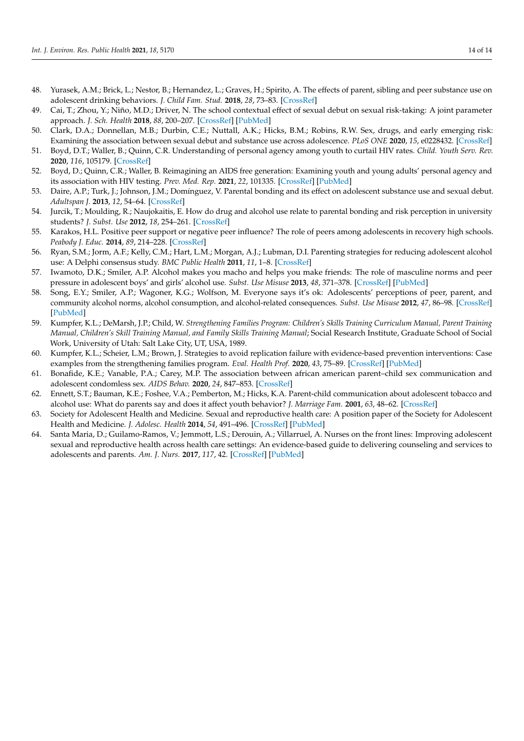48. Yurasek, A.M.; Brick, L.; Nestor, B.; Hernandez, L.; Graves, H.; Spirito, A. The effects of parent, sibling and peer substance use on adolescent drinking behaviors. *J. Child Fam. Stud.* **2018**, *28*, 73–83. [CrossRef]
49. Cai, T.; Zhou, Y.; Niño, M.D.; Driver, N. The school contextual effect of sexual debut on sexual risk-taking: A joint parameter approach. *J. Sch. Health* **2018**, *88*, 200–207. [CrossRef] [PubMed]
50. Clark, D.A.; Donnellan, M.B.; Durbin, C.E.; Nuttall, A.K.; Hicks, B.M.; Robins, R.W. Sex, drugs, and early emerging risk: Examining the association between sexual debut and substance use across adolescence. *PLoS ONE* **2020**, *15*, e0228432. [CrossRef]
51. Boyd, D.T.; Waller, B.; Quinn, C.R. Understanding of personal agency among youth to curtail HIV rates. *Child. Youth Serv. Rev.* **2020**, *116*, 105179. [CrossRef]
52. Boyd, D.; Quinn, C.R.; Waller, B. Reimagining an AIDS free generation: Examining youth and young adults' personal agency and its association with HIV testing. *Prev. Med. Rep.* **2021**, *22*, 101335. [CrossRef] [PubMed]
53. Daire, A.P.; Turk, J.; Johnson, J.M.; Domínguez, V. Parental bonding and its effect on adolescent substance use and sexual debut. *Adultspan J.* **2013**, *12*, 54–64. [CrossRef]
54. Jurcik, T.; Moulding, R.; Naujokaitis, E. How do drug and alcohol use relate to parental bonding and risk perception in university students? *J. Subst. Use* **2012**, *18*, 254–261. [CrossRef]
55. Karakos, H.L. Positive peer support or negative peer influence? The role of peers among adolescents in recovery high schools. *Peabody J. Educ.* **2014**, *89*, 214–228. [CrossRef]
56. Ryan, S.M.; Jorm, A.F.; Kelly, C.M.; Hart, L.M.; Morgan, A.J.; Lubman, D.I. Parenting strategies for reducing adolescent alcohol use: A Delphi consensus study. *BMC Public Health* **2011**, *11*, 1–8. [CrossRef]
57. Iwamoto, D.K.; Smiler, A.P. Alcohol makes you macho and helps you make friends: The role of masculine norms and peer pressure in adolescent boys' and girls' alcohol use. *Subst. Use Misuse* **2013**, *48*, 371–378. [CrossRef] [PubMed]
58. Song, E.Y.; Smiler, A.P.; Wagoner, K.G.; Wolfson, M. Everyone says it's ok: Adolescents' perceptions of peer, parent, and community alcohol norms, alcohol consumption, and alcohol-related consequences. *Subst. Use Misuse* **2012**, *47*, 86–98. [CrossRef] [PubMed]
59. Kumpfer, K.L.; DeMarsh, J.P.; Child, W. *Strengthening Families Program: Children's Skills Training Curriculum Manual, Parent Training Manual, Children's Skill Training Manual, and Family Skills Training Manual*; Social Research Institute, Graduate School of Social Work, University of Utah: Salt Lake City, UT, USA, 1989.
60. Kumpfer, K.L.; Scheier, L.M.; Brown, J. Strategies to avoid replication failure with evidence-based prevention interventions: Case examples from the strengthening families program. *Eval. Health Prof.* **2020**, *43*, 75–89. [CrossRef] [PubMed]
61. Bonafide, K.E.; Vanable, P.A.; Carey, M.P. The association between african american parent–child sex communication and adolescent condomless sex. *AIDS Behav.* **2020**, *24*, 847–853. [CrossRef]
62. Ennett, S.T.; Bauman, K.E.; Foshee, V.A.; Pemberton, M.; Hicks, K.A. Parent-child communication about adolescent tobacco and alcohol use: What do parents say and does it affect youth behavior? *J. Marriage Fam.* **2001**, *63*, 48–62. [CrossRef]
63. Society for Adolescent Health and Medicine. Sexual and reproductive health care: A position paper of the Society for Adolescent Health and Medicine. *J. Adolesc. Health* **2014**, *54*, 491–496. [CrossRef] [PubMed]
64. Santa Maria, D.; Guilamo-Ramos, V.; Jemmott, L.S.; Derouin, A.; Villarruel, A. Nurses on the front lines: Improving adolescent sexual and reproductive health across health care settings: An evidence-based guide to delivering counseling and services to adolescents and parents. *Am. J. Nurs.* **2017**, *117*, 42. [CrossRef] [PubMed]